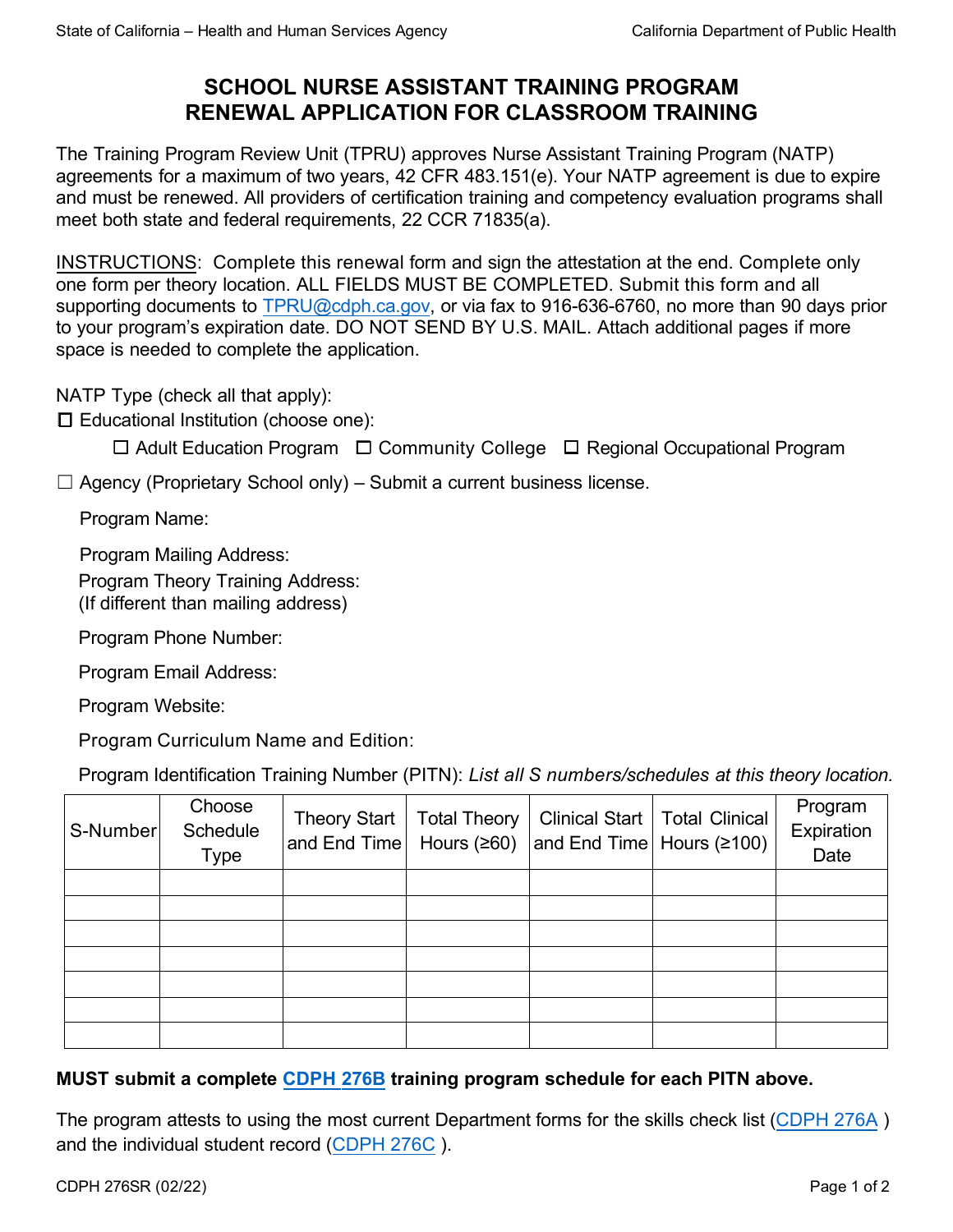# SCHOOL NURSE ASSISTANT TRAINING PROGRAM RENEWAL APPLICATION FOR CLASSROOM TRAINING

The Training Program Review Unit (TPRU) approves Nurse Assistant Training Program (NATP) agreements for a maximum of two years, 42 CFR 483.151(e). Your NATP agreement is due to expire and must be renewed. All providers of certification training and competency evaluation programs shall meet both state and federal requirements, 22 CCR 71835(a).

INSTRUCTIONS: Complete this renewal form and sign the attestation at the end. Complete only one form per theory location. ALL FIELDS MUST BE COMPLETED. Submit this form and all supporting documents to TPRU@cdph.ca.gov, or via fax to 916-636-6760, no more than 90 days prior to your program's expiration date. DO NOT SEND BY U.S. MAIL. Attach additional pages if more space is needed to complete the application.

NATP Type (check all that apply):

☐ Educational Institution (choose one):

☐ Adult Education Program ☐ Community College ☐ Regional Occupational Program

☐ Agency (Proprietary School only) – Submit a current business license.

Program Name:

Program Mailing Address:

Program Theory Training Address:
(If different than mailing address)

Program Phone Number:

Program Email Address:

Program Website:

Program Curriculum Name and Edition:

Program Identification Training Number (PITN): *List all S numbers/schedules at this theory location.*

| S-Number | Choose Schedule Type | Theory Start and End Time | Total Theory Hours (≥60) | Clinical Start and End Time | Total Clinical Hours (≥100) | Program Expiration Date |
|---|---|---|---|---|---|---|
| | | | | | | |
| | | | | | | |
| | | | | | | |
| | | | | | | |
| | | | | | | |
| | | | | | | |
| | | | | | | |

**MUST submit a complete CDPH 276B training program schedule for each PITN above.**

The program attests to using the most current Department forms for the skills check list (CDPH 276A ) and the individual student record (CDPH 276C ).

CDPH 276SR (02/22)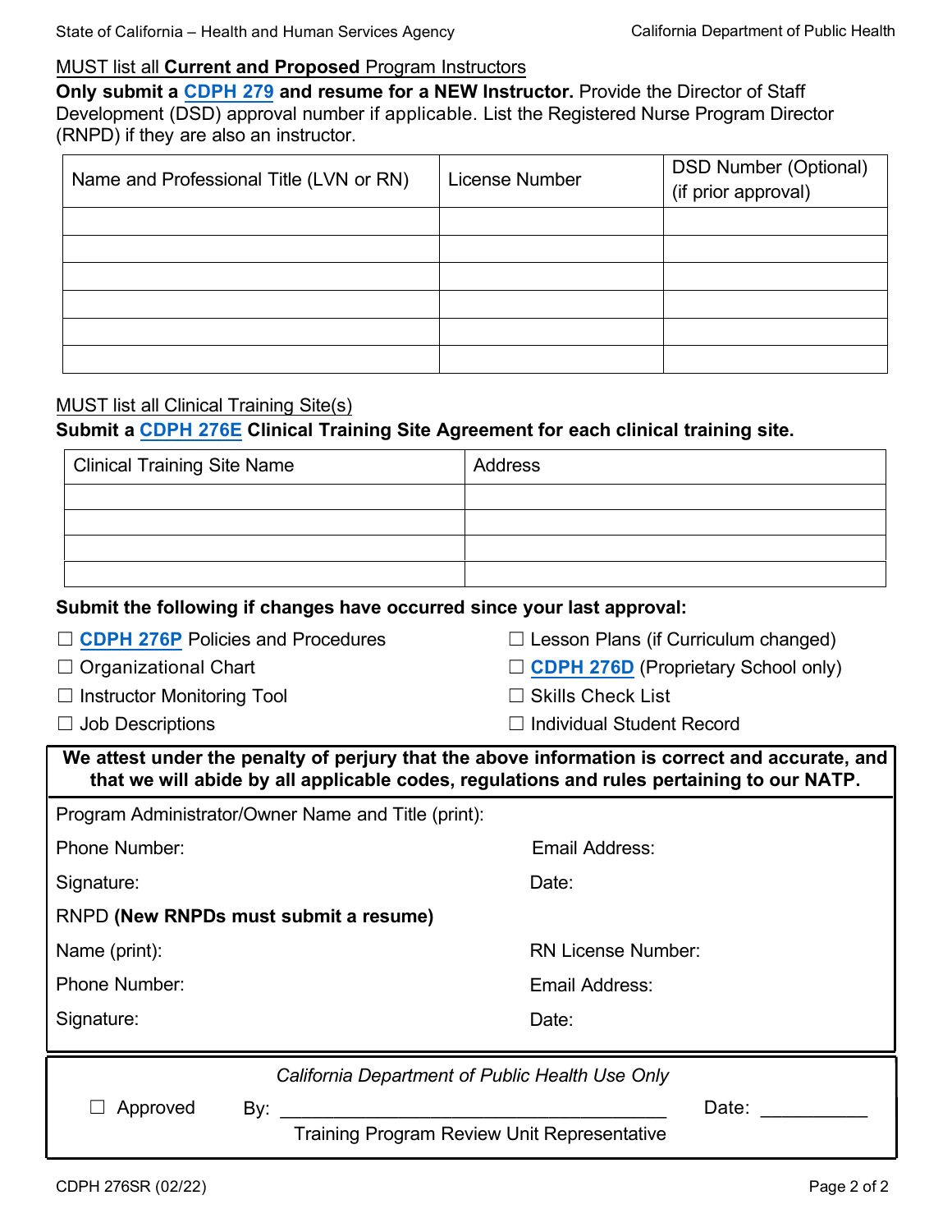MUST list all **Current and Proposed** Program Instructors

**Only submit a CDPH 279 and resume for a NEW Instructor.** Provide the Director of Staff Development (DSD) approval number if applicable. List the Registered Nurse Program Director (RNPD) if they are also an instructor.

| Name and Professional Title (LVN or RN) | License Number | DSD Number (Optional) (if prior approval) |
| --- | --- | --- |
| | | |
| | | |
| | | |
| | | |
| | | |
| | | |

MUST list all Clinical Training Site(s)

**Submit a CDPH 276E Clinical Training Site Agreement for each clinical training site.**

| Clinical Training Site Name | Address |
| --- | --- |
| | |
| | |
| | |
| | |

**Submit the following if changes have occurred since your last approval:**

- ☐ CDPH 276P Policies and Procedures
- ☐ Organizational Chart
- ☐ Instructor Monitoring Tool
- ☐ Job Descriptions
- ☐ Lesson Plans (if Curriculum changed)
- ☐ CDPH 276D (Proprietary School only)
- ☐ Skills Check List
- ☐ Individual Student Record

**We attest under the penalty of perjury that the above information is correct and accurate, and that we will abide by all applicable codes, regulations and rules pertaining to our NATP.**

Program Administrator/Owner Name and Title (print):

Phone Number: Email Address:

Signature: Date:

RNPD **(New RNPDs must submit a resume)**

Name (print): RN License Number:

Phone Number: Email Address:

Signature: Date:

*California Department of Public Health Use Only*

☐ Approved By: ______________________________________ Date: __________

Training Program Review Unit Representative

CDPH 276SR (02/22)